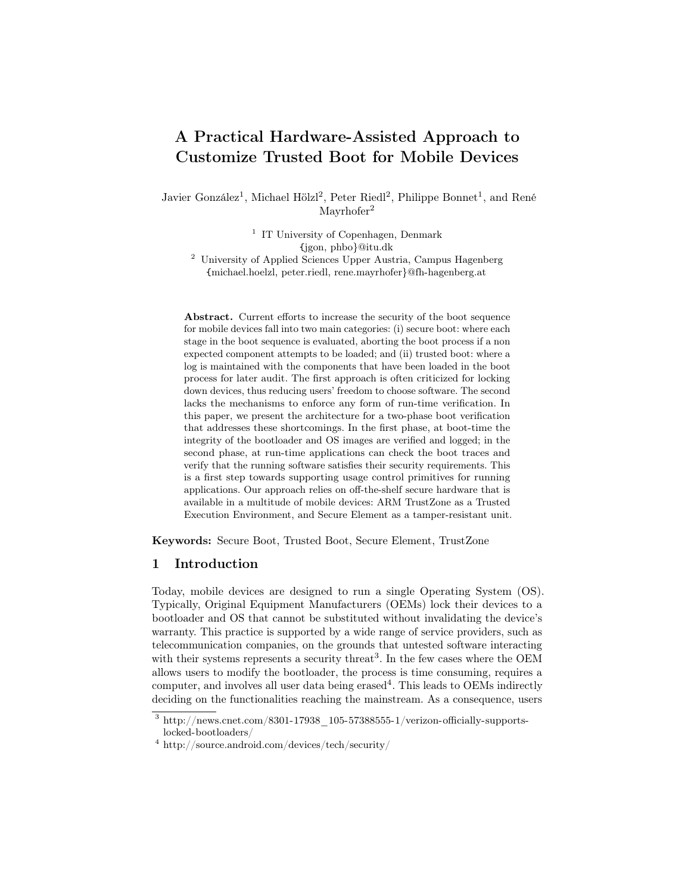# A Practical Hardware-Assisted Approach to Customize Trusted Boot for Mobile Devices

Javier González[1], Michael Hölzl[2], Peter Riedl[2], Philippe Bonnet[1], and René Mayrhofer[2]

[1] IT University of Copenhagen, Denmark
{jgon, phbo}@itu.dk

[2] University of Applied Sciences Upper Austria, Campus Hagenberg
{michael.hoelzl, peter.riedl, rene.mayrhofer}@fh-hagenberg.at

**Abstract.** Current efforts to increase the security of the boot sequence for mobile devices fall into two main categories: (i) secure boot: where each stage in the boot sequence is evaluated, aborting the boot process if a non expected component attempts to be loaded; and (ii) trusted boot: where a log is maintained with the components that have been loaded in the boot process for later audit. The first approach is often criticized for locking down devices, thus reducing users' freedom to choose software. The second lacks the mechanisms to enforce any form of run-time verification. In this paper, we present the architecture for a two-phase boot verification that addresses these shortcomings. In the first phase, at boot-time the integrity of the bootloader and OS images are verified and logged; in the second phase, at run-time applications can check the boot traces and verify that the running software satisfies their security requirements. This is a first step towards supporting usage control primitives for running applications. Our approach relies on off-the-shelf secure hardware that is available in a multitude of mobile devices: ARM TrustZone as a Trusted Execution Environment, and Secure Element as a tamper-resistant unit.

**Keywords:** Secure Boot, Trusted Boot, Secure Element, TrustZone

## 1 Introduction

Today, mobile devices are designed to run a single Operating System (OS). Typically, Original Equipment Manufacturers (OEMs) lock their devices to a bootloader and OS that cannot be substituted without invalidating the device's warranty. This practice is supported by a wide range of service providers, such as telecommunication companies, on the grounds that untested software interacting with their systems represents a security threat[3]. In the few cases where the OEM allows users to modify the bootloader, the process is time consuming, requires a computer, and involves all user data being erased[4]. This leads to OEMs indirectly deciding on the functionalities reaching the mainstream. As a consequence, users

[3] http://news.cnet.com/8301-17938_105-57388555-1/verizon-officially-supports-locked-bootloaders/

[4] http://source.android.com/devices/tech/security/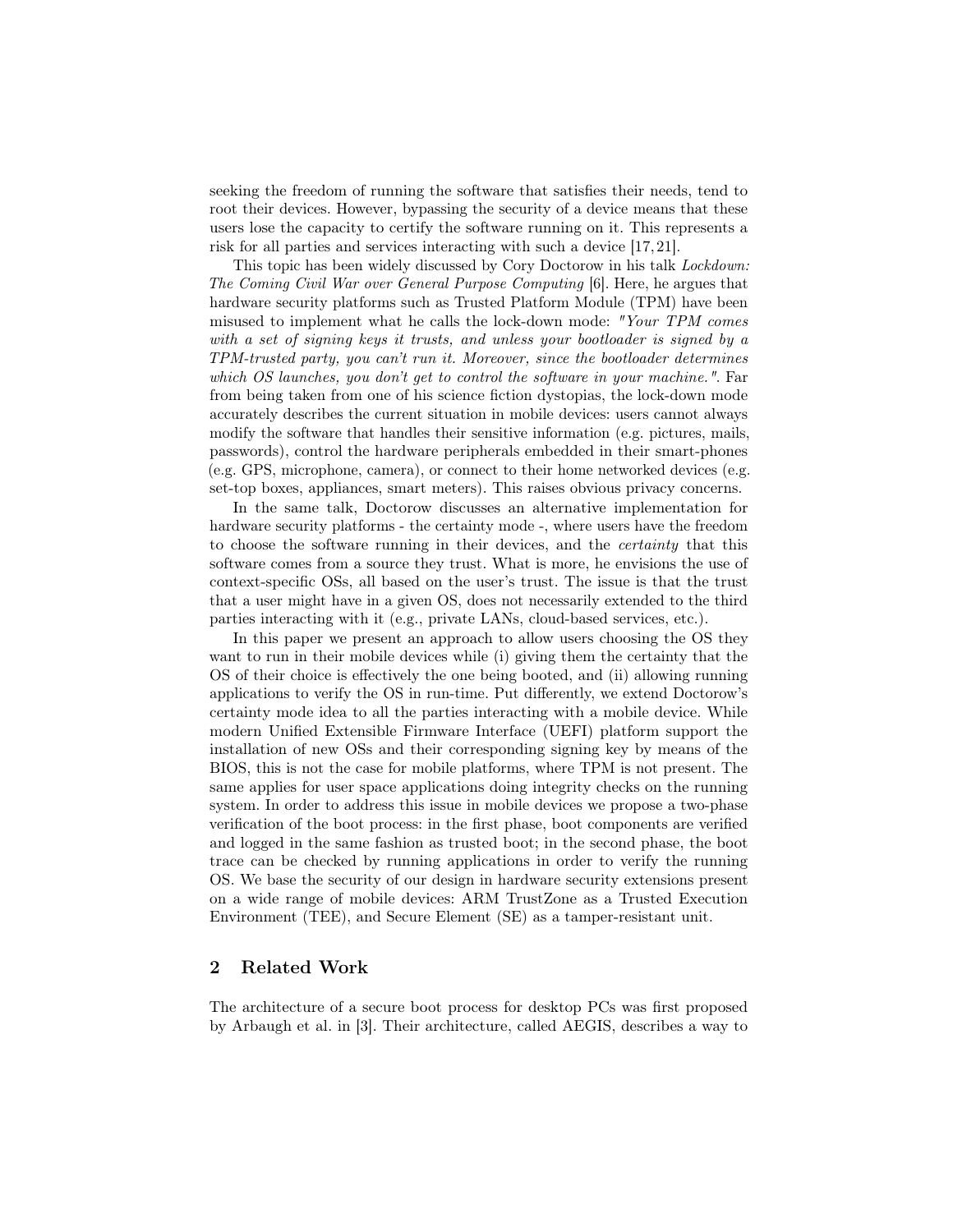seeking the freedom of running the software that satisfies their needs, tend to root their devices. However, bypassing the security of a device means that these users lose the capacity to certify the software running on it. This represents a risk for all parties and services interacting with such a device [17, 21].

This topic has been widely discussed by Cory Doctorow in his talk *Lockdown: The Coming Civil War over General Purpose Computing* [6]. Here, he argues that hardware security platforms such as Trusted Platform Module (TPM) have been misused to implement what he calls the lock-down mode: *"Your TPM comes with a set of signing keys it trusts, and unless your bootloader is signed by a TPM-trusted party, you can't run it. Moreover, since the bootloader determines which OS launches, you don't get to control the software in your machine."*. Far from being taken from one of his science fiction dystopias, the lock-down mode accurately describes the current situation in mobile devices: users cannot always modify the software that handles their sensitive information (e.g. pictures, mails, passwords), control the hardware peripherals embedded in their smart-phones (e.g. GPS, microphone, camera), or connect to their home networked devices (e.g. set-top boxes, appliances, smart meters). This raises obvious privacy concerns.

In the same talk, Doctorow discusses an alternative implementation for hardware security platforms - the certainty mode -, where users have the freedom to choose the software running in their devices, and the *certainty* that this software comes from a source they trust. What is more, he envisions the use of context-specific OSs, all based on the user's trust. The issue is that the trust that a user might have in a given OS, does not necessarily extended to the third parties interacting with it (e.g., private LANs, cloud-based services, etc.).

In this paper we present an approach to allow users choosing the OS they want to run in their mobile devices while (i) giving them the certainty that the OS of their choice is effectively the one being booted, and (ii) allowing running applications to verify the OS in run-time. Put differently, we extend Doctorow's certainty mode idea to all the parties interacting with a mobile device. While modern Unified Extensible Firmware Interface (UEFI) platform support the installation of new OSs and their corresponding signing key by means of the BIOS, this is not the case for mobile platforms, where TPM is not present. The same applies for user space applications doing integrity checks on the running system. In order to address this issue in mobile devices we propose a two-phase verification of the boot process: in the first phase, boot components are verified and logged in the same fashion as trusted boot; in the second phase, the boot trace can be checked by running applications in order to verify the running OS. We base the security of our design in hardware security extensions present on a wide range of mobile devices: ARM TrustZone as a Trusted Execution Environment (TEE), and Secure Element (SE) as a tamper-resistant unit.

## 2 Related Work

The architecture of a secure boot process for desktop PCs was first proposed by Arbaugh et al. in [3]. Their architecture, called AEGIS, describes a way to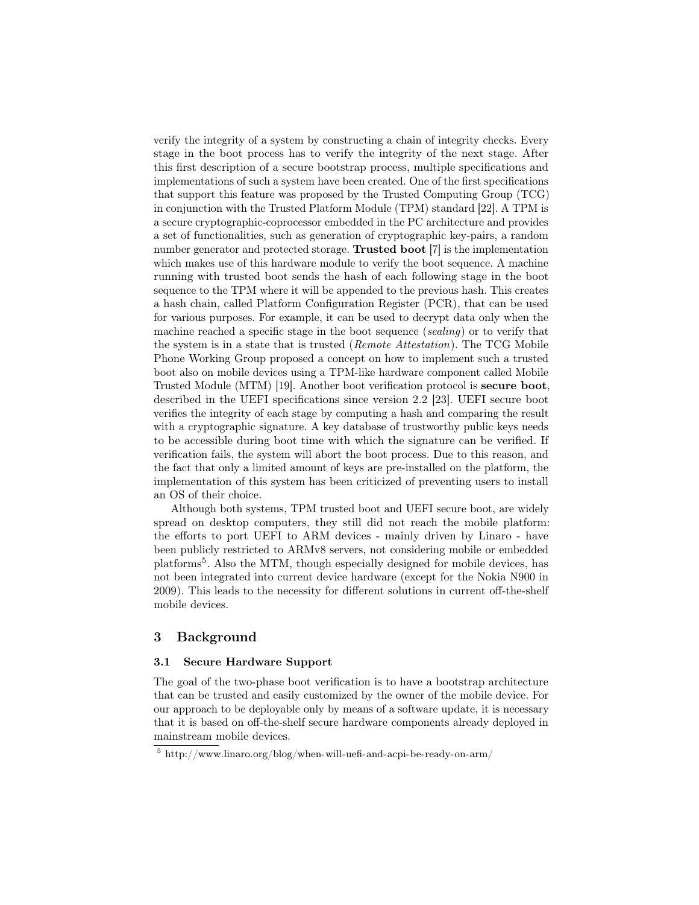verify the integrity of a system by constructing a chain of integrity checks. Every stage in the boot process has to verify the integrity of the next stage. After this first description of a secure bootstrap process, multiple specifications and implementations of such a system have been created. One of the first specifications that support this feature was proposed by the Trusted Computing Group (TCG) in conjunction with the Trusted Platform Module (TPM) standard [22]. A TPM is a secure cryptographic-coprocessor embedded in the PC architecture and provides a set of functionalities, such as generation of cryptographic key-pairs, a random number generator and protected storage. **Trusted boot** [7] is the implementation which makes use of this hardware module to verify the boot sequence. A machine running with trusted boot sends the hash of each following stage in the boot sequence to the TPM where it will be appended to the previous hash. This creates a hash chain, called Platform Configuration Register (PCR), that can be used for various purposes. For example, it can be used to decrypt data only when the machine reached a specific stage in the boot sequence (*sealing*) or to verify that the system is in a state that is trusted (*Remote Attestation*). The TCG Mobile Phone Working Group proposed a concept on how to implement such a trusted boot also on mobile devices using a TPM-like hardware component called Mobile Trusted Module (MTM) [19]. Another boot verification protocol is **secure boot**, described in the UEFI specifications since version 2.2 [23]. UEFI secure boot verifies the integrity of each stage by computing a hash and comparing the result with a cryptographic signature. A key database of trustworthy public keys needs to be accessible during boot time with which the signature can be verified. If verification fails, the system will abort the boot process. Due to this reason, and the fact that only a limited amount of keys are pre-installed on the platform, the implementation of this system has been criticized of preventing users to install an OS of their choice.

Although both systems, TPM trusted boot and UEFI secure boot, are widely spread on desktop computers, they still did not reach the mobile platform: the efforts to port UEFI to ARM devices - mainly driven by Linaro - have been publicly restricted to ARMv8 servers, not considering mobile or embedded platforms[5]. Also the MTM, though especially designed for mobile devices, has not been integrated into current device hardware (except for the Nokia N900 in 2009). This leads to the necessity for different solutions in current off-the-shelf mobile devices.

## 3 Background

### 3.1 Secure Hardware Support

The goal of the two-phase boot verification is to have a bootstrap architecture that can be trusted and easily customized by the owner of the mobile device. For our approach to be deployable only by means of a software update, it is necessary that it is based on off-the-shelf secure hardware components already deployed in mainstream mobile devices.

[5] http://www.linaro.org/blog/when-will-uefi-and-acpi-be-ready-on-arm/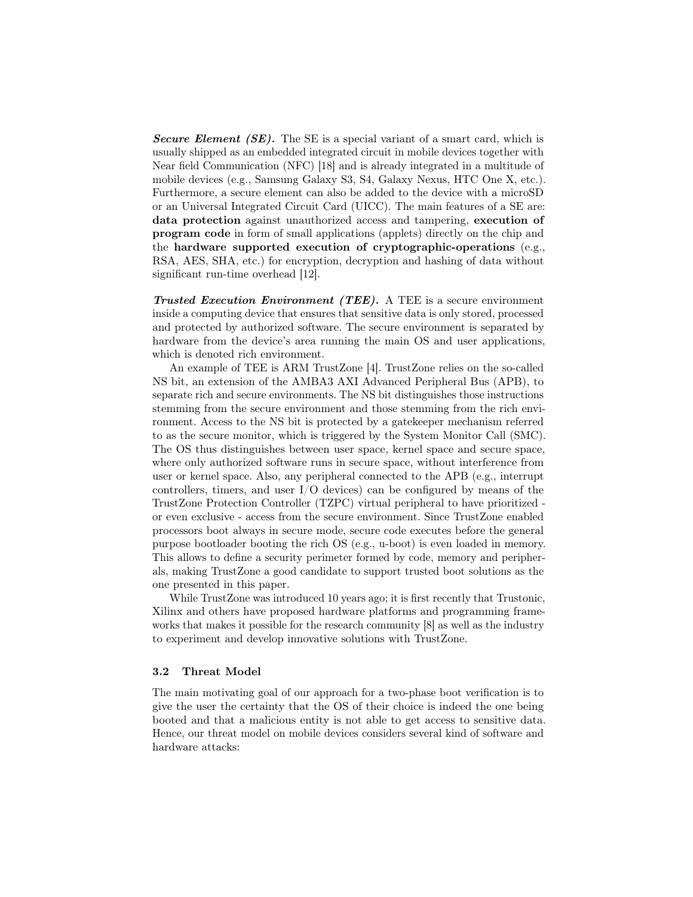***Secure Element (SE).*** The SE is a special variant of a smart card, which is usually shipped as an embedded integrated circuit in mobile devices together with Near field Communication (NFC) [18] and is already integrated in a multitude of mobile devices (e.g., Samsung Galaxy S3, S4, Galaxy Nexus, HTC One X, etc.). Furthermore, a secure element can also be added to the device with a microSD or an Universal Integrated Circuit Card (UICC). The main features of a SE are: **data protection** against unauthorized access and tampering, **execution of program code** in form of small applications (applets) directly on the chip and the **hardware supported execution of cryptographic-operations** (e.g., RSA, AES, SHA, etc.) for encryption, decryption and hashing of data without significant run-time overhead [12].

***Trusted Execution Environment (TEE).*** A TEE is a secure environment inside a computing device that ensures that sensitive data is only stored, processed and protected by authorized software. The secure environment is separated by hardware from the device's area running the main OS and user applications, which is denoted rich environment.

An example of TEE is ARM TrustZone [4]. TrustZone relies on the so-called NS bit, an extension of the AMBA3 AXI Advanced Peripheral Bus (APB), to separate rich and secure environments. The NS bit distinguishes those instructions stemming from the secure environment and those stemming from the rich environment. Access to the NS bit is protected by a gatekeeper mechanism referred to as the secure monitor, which is triggered by the System Monitor Call (SMC). The OS thus distinguishes between user space, kernel space and secure space, where only authorized software runs in secure space, without interference from user or kernel space. Also, any peripheral connected to the APB (e.g., interrupt controllers, timers, and user I/O devices) can be configured by means of the TrustZone Protection Controller (TZPC) virtual peripheral to have prioritized - or even exclusive - access from the secure environment. Since TrustZone enabled processors boot always in secure mode, secure code executes before the general purpose bootloader booting the rich OS (e.g., u-boot) is even loaded in memory. This allows to define a security perimeter formed by code, memory and peripherals, making TrustZone a good candidate to support trusted boot solutions as the one presented in this paper.

While TrustZone was introduced 10 years ago; it is first recently that Trustonic, Xilinx and others have proposed hardware platforms and programming frameworks that makes it possible for the research community [8] as well as the industry to experiment and develop innovative solutions with TrustZone.

### 3.2 Threat Model

The main motivating goal of our approach for a two-phase boot verification is to give the user the certainty that the OS of their choice is indeed the one being booted and that a malicious entity is not able to get access to sensitive data. Hence, our threat model on mobile devices considers several kind of software and hardware attacks: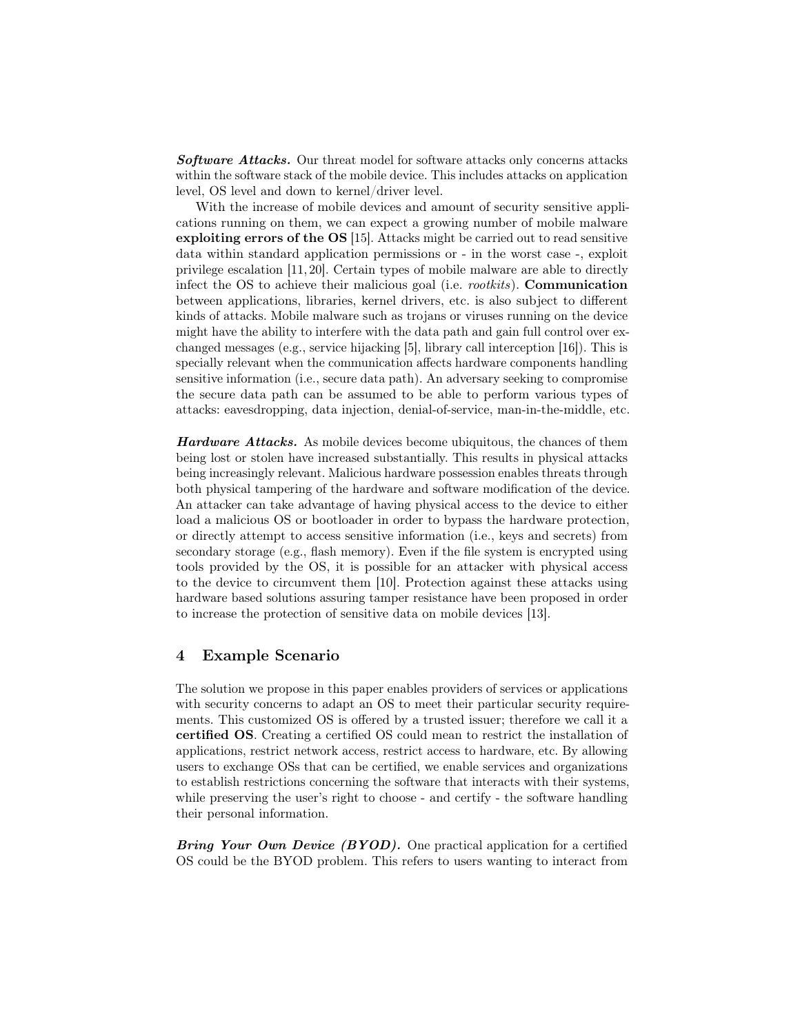***Software Attacks.*** Our threat model for software attacks only concerns attacks within the software stack of the mobile device. This includes attacks on application level, OS level and down to kernel/driver level.

With the increase of mobile devices and amount of security sensitive applications running on them, we can expect a growing number of mobile malware **exploiting errors of the OS** [15]. Attacks might be carried out to read sensitive data within standard application permissions or - in the worst case -, exploit privilege escalation [11, 20]. Certain types of mobile malware are able to directly infect the OS to achieve their malicious goal (i.e. *rootkits*). **Communication** between applications, libraries, kernel drivers, etc. is also subject to different kinds of attacks. Mobile malware such as trojans or viruses running on the device might have the ability to interfere with the data path and gain full control over exchanged messages (e.g., service hijacking [5], library call interception [16]). This is specially relevant when the communication affects hardware components handling sensitive information (i.e., secure data path). An adversary seeking to compromise the secure data path can be assumed to be able to perform various types of attacks: eavesdropping, data injection, denial-of-service, man-in-the-middle, etc.

***Hardware Attacks.*** As mobile devices become ubiquitous, the chances of them being lost or stolen have increased substantially. This results in physical attacks being increasingly relevant. Malicious hardware possession enables threats through both physical tampering of the hardware and software modification of the device. An attacker can take advantage of having physical access to the device to either load a malicious OS or bootloader in order to bypass the hardware protection, or directly attempt to access sensitive information (i.e., keys and secrets) from secondary storage (e.g., flash memory). Even if the file system is encrypted using tools provided by the OS, it is possible for an attacker with physical access to the device to circumvent them [10]. Protection against these attacks using hardware based solutions assuring tamper resistance have been proposed in order to increase the protection of sensitive data on mobile devices [13].

## 4 Example Scenario

The solution we propose in this paper enables providers of services or applications with security concerns to adapt an OS to meet their particular security requirements. This customized OS is offered by a trusted issuer; therefore we call it a **certified OS**. Creating a certified OS could mean to restrict the installation of applications, restrict network access, restrict access to hardware, etc. By allowing users to exchange OSs that can be certified, we enable services and organizations to establish restrictions concerning the software that interacts with their systems, while preserving the user's right to choose - and certify - the software handling their personal information.

***Bring Your Own Device (BYOD).*** One practical application for a certified OS could be the BYOD problem. This refers to users wanting to interact from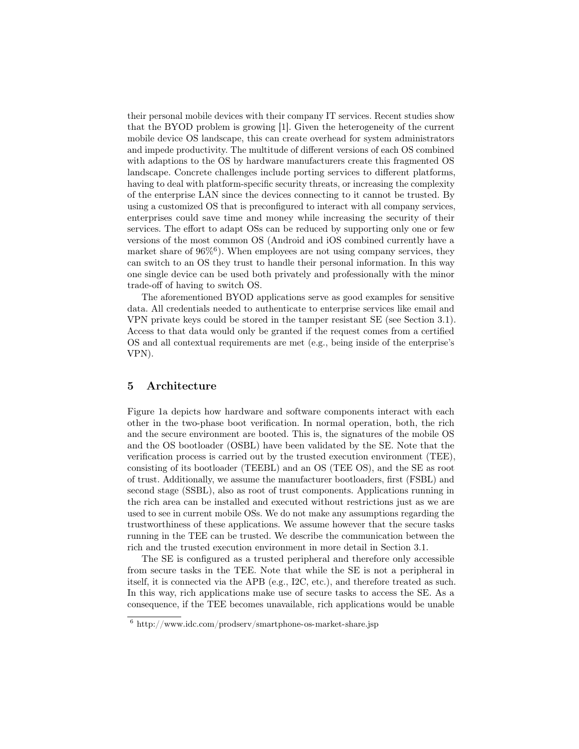their personal mobile devices with their company IT services. Recent studies show that the BYOD problem is growing [1]. Given the heterogeneity of the current mobile device OS landscape, this can create overhead for system administrators and impede productivity. The multitude of different versions of each OS combined with adaptions to the OS by hardware manufacturers create this fragmented OS landscape. Concrete challenges include porting services to different platforms, having to deal with platform-specific security threats, or increasing the complexity of the enterprise LAN since the devices connecting to it cannot be trusted. By using a customized OS that is preconfigured to interact with all company services, enterprises could save time and money while increasing the security of their services. The effort to adapt OSs can be reduced by supporting only one or few versions of the most common OS (Android and iOS combined currently have a market share of 96%[6]). When employees are not using company services, they can switch to an OS they trust to handle their personal information. In this way one single device can be used both privately and professionally with the minor trade-off of having to switch OS.

The aforementioned BYOD applications serve as good examples for sensitive data. All credentials needed to authenticate to enterprise services like email and VPN private keys could be stored in the tamper resistant SE (see Section 3.1). Access to that data would only be granted if the request comes from a certified OS and all contextual requirements are met (e.g., being inside of the enterprise's VPN).

## 5 Architecture

Figure 1a depicts how hardware and software components interact with each other in the two-phase boot verification. In normal operation, both, the rich and the secure environment are booted. This is, the signatures of the mobile OS and the OS bootloader (OSBL) have been validated by the SE. Note that the verification process is carried out by the trusted execution environment (TEE), consisting of its bootloader (TEEBL) and an OS (TEE OS), and the SE as root of trust. Additionally, we assume the manufacturer bootloaders, first (FSBL) and second stage (SSBL), also as root of trust components. Applications running in the rich area can be installed and executed without restrictions just as we are used to see in current mobile OSs. We do not make any assumptions regarding the trustworthiness of these applications. We assume however that the secure tasks running in the TEE can be trusted. We describe the communication between the rich and the trusted execution environment in more detail in Section 3.1.

The SE is configured as a trusted peripheral and therefore only accessible from secure tasks in the TEE. Note that while the SE is not a peripheral in itself, it is connected via the APB (e.g., I2C, etc.), and therefore treated as such. In this way, rich applications make use of secure tasks to access the SE. As a consequence, if the TEE becomes unavailable, rich applications would be unable

[6] http://www.idc.com/prodserv/smartphone-os-market-share.jsp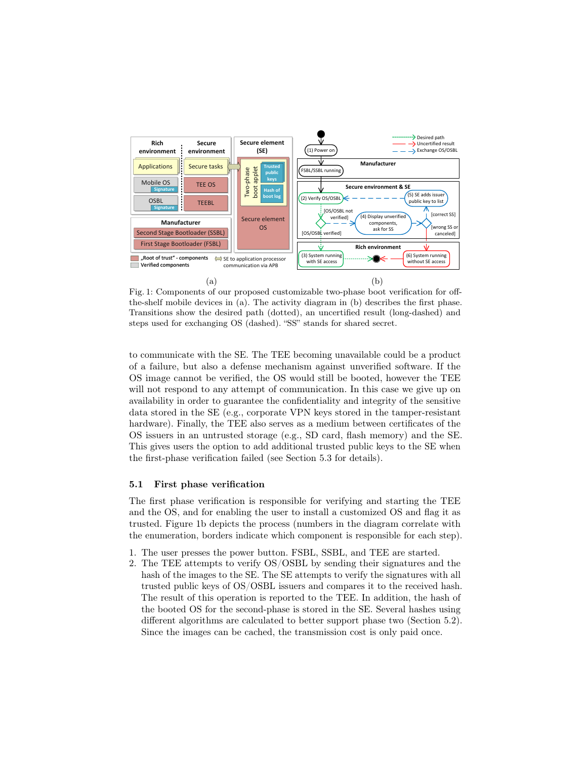Fig. 1: Components of our proposed customizable two-phase boot verification for off-the-shelf mobile devices in (a). The activity diagram in (b) describes the first phase. Transitions show the desired path (dotted), an uncertified result (long-dashed) and steps used for exchanging OS (dashed). "SS" stands for shared secret.

to communicate with the SE. The TEE becoming unavailable could be a product of a failure, but also a defense mechanism against unverified software. If the OS image cannot be verified, the OS would still be booted, however the TEE will not respond to any attempt of communication. In this case we give up on availability in order to guarantee the confidentiality and integrity of the sensitive data stored in the SE (e.g., corporate VPN keys stored in the tamper-resistant hardware). Finally, the TEE also serves as a medium between certificates of the OS issuers in an untrusted storage (e.g., SD card, flash memory) and the SE. This gives users the option to add additional trusted public keys to the SE when the first-phase verification failed (see Section 5.3 for details).

### 5.1 First phase verification

The first phase verification is responsible for verifying and starting the TEE and the OS, and for enabling the user to install a customized OS and flag it as trusted. Figure 1b depicts the process (numbers in the diagram correlate with the enumeration, borders indicate which component is responsible for each step).

1. The user presses the power button. FSBL, SSBL, and TEE are started.
2. The TEE attempts to verify OS/OSBL by sending their signatures and the hash of the images to the SE. The SE attempts to verify the signatures with all trusted public keys of OS/OSBL issuers and compares it to the received hash. The result of this operation is reported to the TEE. In addition, the hash of the booted OS for the second-phase is stored in the SE. Several hashes using different algorithms are calculated to better support phase two (Section 5.2). Since the images can be cached, the transmission cost is only paid once.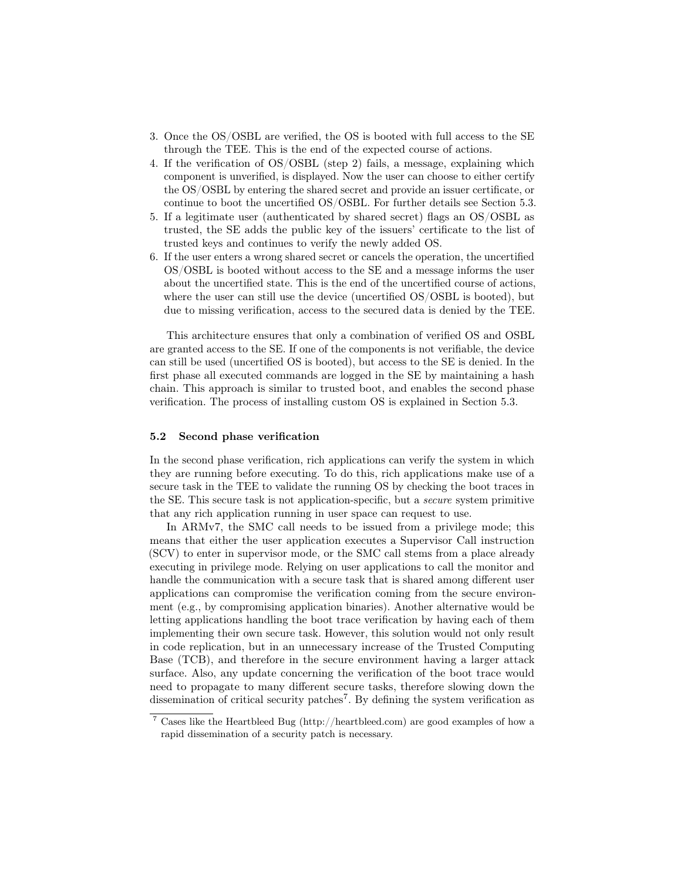3. Once the OS/OSBL are verified, the OS is booted with full access to the SE through the TEE. This is the end of the expected course of actions.
4. If the verification of OS/OSBL (step 2) fails, a message, explaining which component is unverified, is displayed. Now the user can choose to either certify the OS/OSBL by entering the shared secret and provide an issuer certificate, or continue to boot the uncertified OS/OSBL. For further details see Section 5.3.
5. If a legitimate user (authenticated by shared secret) flags an OS/OSBL as trusted, the SE adds the public key of the issuers' certificate to the list of trusted keys and continues to verify the newly added OS.
6. If the user enters a wrong shared secret or cancels the operation, the uncertified OS/OSBL is booted without access to the SE and a message informs the user about the uncertified state. This is the end of the uncertified course of actions, where the user can still use the device (uncertified OS/OSBL is booted), but due to missing verification, access to the secured data is denied by the TEE.

This architecture ensures that only a combination of verified OS and OSBL are granted access to the SE. If one of the components is not verifiable, the device can still be used (uncertified OS is booted), but access to the SE is denied. In the first phase all executed commands are logged in the SE by maintaining a hash chain. This approach is similar to trusted boot, and enables the second phase verification. The process of installing custom OS is explained in Section 5.3.

### 5.2 Second phase verification

In the second phase verification, rich applications can verify the system in which they are running before executing. To do this, rich applications make use of a secure task in the TEE to validate the running OS by checking the boot traces in the SE. This secure task is not application-specific, but a *secure* system primitive that any rich application running in user space can request to use.

In ARMv7, the SMC call needs to be issued from a privilege mode; this means that either the user application executes a Supervisor Call instruction (SCV) to enter in supervisor mode, or the SMC call stems from a place already executing in privilege mode. Relying on user applications to call the monitor and handle the communication with a secure task that is shared among different user applications can compromise the verification coming from the secure environment (e.g., by compromising application binaries). Another alternative would be letting applications handling the boot trace verification by having each of them implementing their own secure task. However, this solution would not only result in code replication, but in an unnecessary increase of the Trusted Computing Base (TCB), and therefore in the secure environment having a larger attack surface. Also, any update concerning the verification of the boot trace would need to propagate to many different secure tasks, therefore slowing down the dissemination of critical security patches[7]. By defining the system verification as

[7] Cases like the Heartbleed Bug (http://heartbleed.com) are good examples of how a rapid dissemination of a security patch is necessary.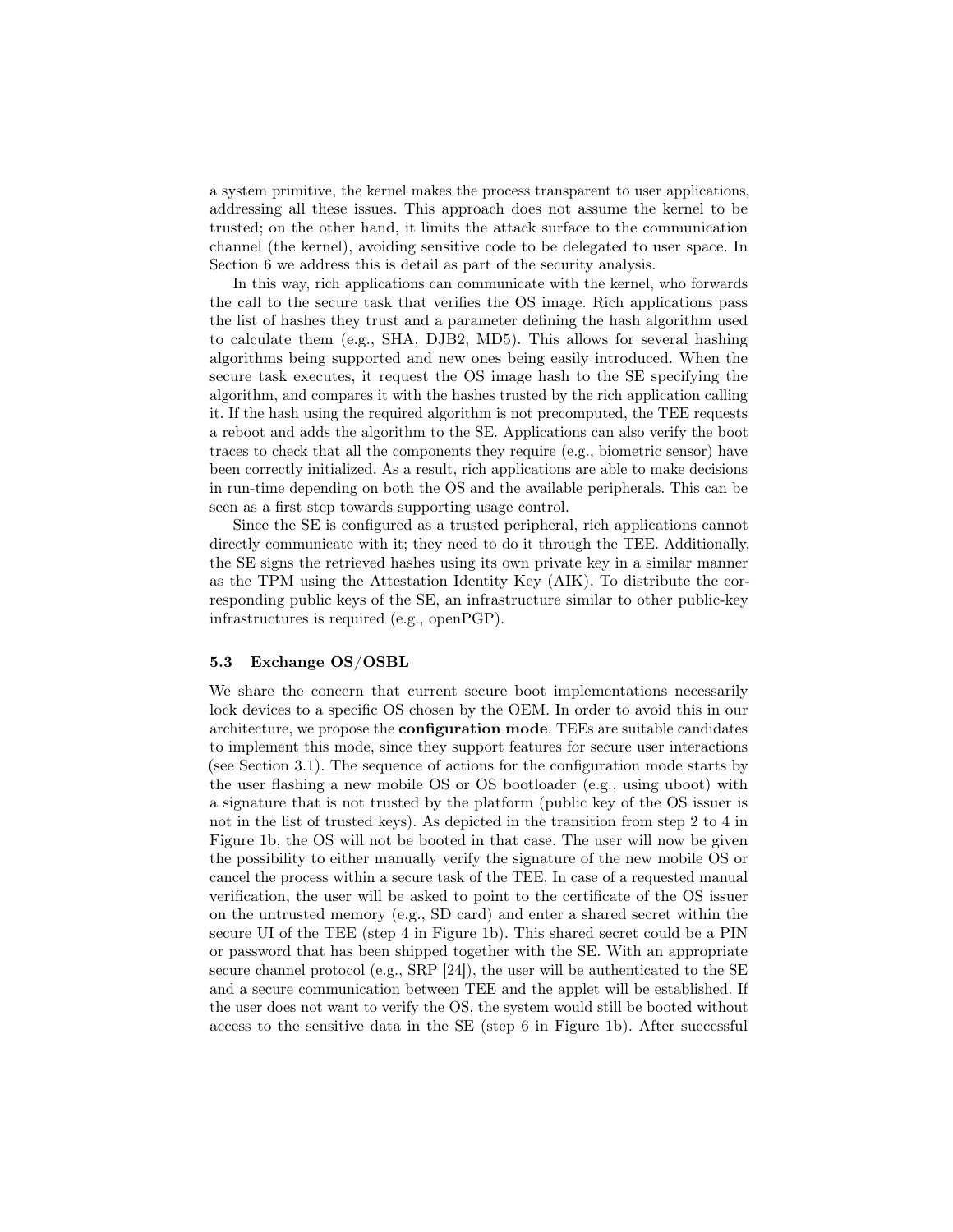a system primitive, the kernel makes the process transparent to user applications, addressing all these issues. This approach does not assume the kernel to be trusted; on the other hand, it limits the attack surface to the communication channel (the kernel), avoiding sensitive code to be delegated to user space. In Section 6 we address this is detail as part of the security analysis.

In this way, rich applications can communicate with the kernel, who forwards the call to the secure task that verifies the OS image. Rich applications pass the list of hashes they trust and a parameter defining the hash algorithm used to calculate them (e.g., SHA, DJB2, MD5). This allows for several hashing algorithms being supported and new ones being easily introduced. When the secure task executes, it request the OS image hash to the SE specifying the algorithm, and compares it with the hashes trusted by the rich application calling it. If the hash using the required algorithm is not precomputed, the TEE requests a reboot and adds the algorithm to the SE. Applications can also verify the boot traces to check that all the components they require (e.g., biometric sensor) have been correctly initialized. As a result, rich applications are able to make decisions in run-time depending on both the OS and the available peripherals. This can be seen as a first step towards supporting usage control.

Since the SE is configured as a trusted peripheral, rich applications cannot directly communicate with it; they need to do it through the TEE. Additionally, the SE signs the retrieved hashes using its own private key in a similar manner as the TPM using the Attestation Identity Key (AIK). To distribute the corresponding public keys of the SE, an infrastructure similar to other public-key infrastructures is required (e.g., openPGP).

### 5.3 Exchange OS/OSBL

We share the concern that current secure boot implementations necessarily lock devices to a specific OS chosen by the OEM. In order to avoid this in our architecture, we propose the **configuration mode**. TEEs are suitable candidates to implement this mode, since they support features for secure user interactions (see Section 3.1). The sequence of actions for the configuration mode starts by the user flashing a new mobile OS or OS bootloader (e.g., using uboot) with a signature that is not trusted by the platform (public key of the OS issuer is not in the list of trusted keys). As depicted in the transition from step 2 to 4 in Figure 1b, the OS will not be booted in that case. The user will now be given the possibility to either manually verify the signature of the new mobile OS or cancel the process within a secure task of the TEE. In case of a requested manual verification, the user will be asked to point to the certificate of the OS issuer on the untrusted memory (e.g., SD card) and enter a shared secret within the secure UI of the TEE (step 4 in Figure 1b). This shared secret could be a PIN or password that has been shipped together with the SE. With an appropriate secure channel protocol (e.g., SRP [24]), the user will be authenticated to the SE and a secure communication between TEE and the applet will be established. If the user does not want to verify the OS, the system would still be booted without access to the sensitive data in the SE (step 6 in Figure 1b). After successful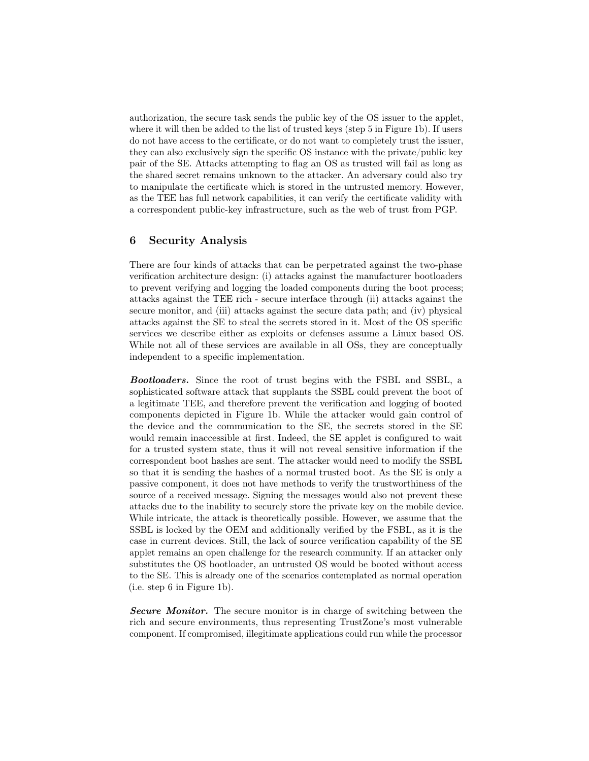authorization, the secure task sends the public key of the OS issuer to the applet, where it will then be added to the list of trusted keys (step 5 in Figure 1b). If users do not have access to the certificate, or do not want to completely trust the issuer, they can also exclusively sign the specific OS instance with the private/public key pair of the SE. Attacks attempting to flag an OS as trusted will fail as long as the shared secret remains unknown to the attacker. An adversary could also try to manipulate the certificate which is stored in the untrusted memory. However, as the TEE has full network capabilities, it can verify the certificate validity with a correspondent public-key infrastructure, such as the web of trust from PGP.

## 6 Security Analysis

There are four kinds of attacks that can be perpetrated against the two-phase verification architecture design: (i) attacks against the manufacturer bootloaders to prevent verifying and logging the loaded components during the boot process; attacks against the TEE rich - secure interface through (ii) attacks against the secure monitor, and (iii) attacks against the secure data path; and (iv) physical attacks against the SE to steal the secrets stored in it. Most of the OS specific services we describe either as exploits or defenses assume a Linux based OS. While not all of these services are available in all OSs, they are conceptually independent to a specific implementation.

***Bootloaders.*** Since the root of trust begins with the FSBL and SSBL, a sophisticated software attack that supplants the SSBL could prevent the boot of a legitimate TEE, and therefore prevent the verification and logging of booted components depicted in Figure 1b. While the attacker would gain control of the device and the communication to the SE, the secrets stored in the SE would remain inaccessible at first. Indeed, the SE applet is configured to wait for a trusted system state, thus it will not reveal sensitive information if the correspondent boot hashes are sent. The attacker would need to modify the SSBL so that it is sending the hashes of a normal trusted boot. As the SE is only a passive component, it does not have methods to verify the trustworthiness of the source of a received message. Signing the messages would also not prevent these attacks due to the inability to securely store the private key on the mobile device. While intricate, the attack is theoretically possible. However, we assume that the SSBL is locked by the OEM and additionally verified by the FSBL, as it is the case in current devices. Still, the lack of source verification capability of the SE applet remains an open challenge for the research community. If an attacker only substitutes the OS bootloader, an untrusted OS would be booted without access to the SE. This is already one of the scenarios contemplated as normal operation (i.e. step 6 in Figure 1b).

***Secure Monitor.*** The secure monitor is in charge of switching between the rich and secure environments, thus representing TrustZone's most vulnerable component. If compromised, illegitimate applications could run while the processor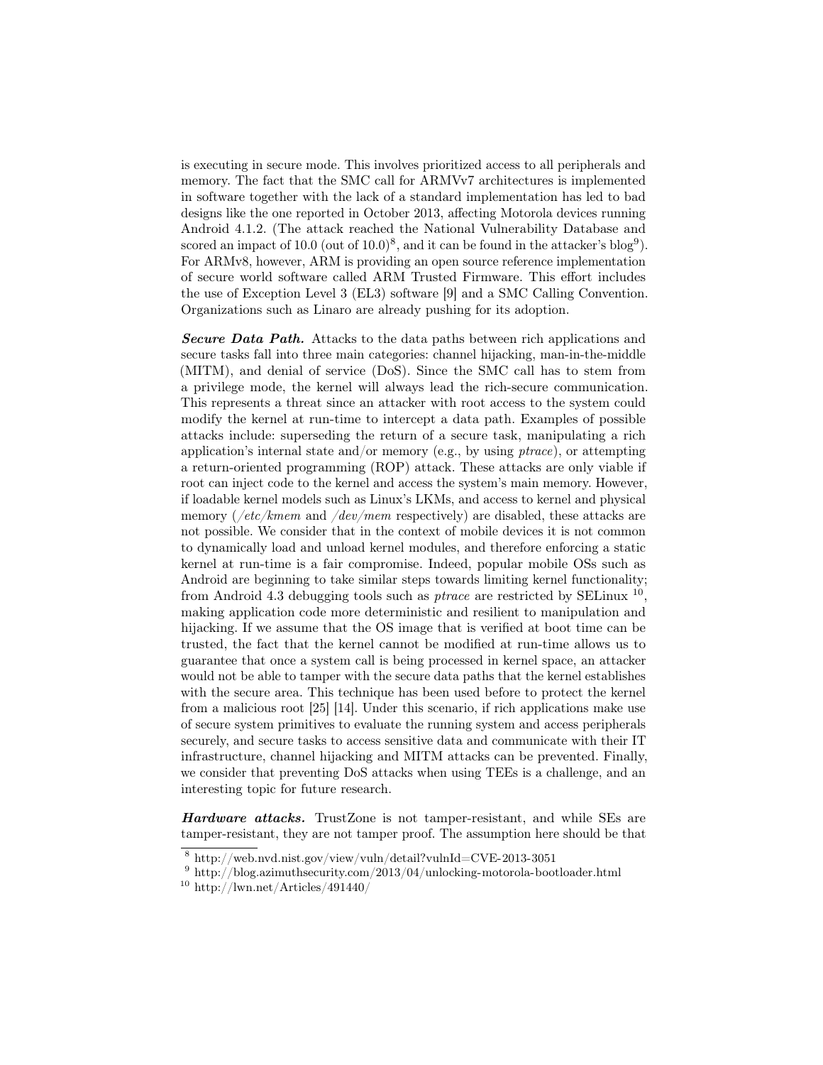is executing in secure mode. This involves prioritized access to all peripherals and memory. The fact that the SMC call for ARMVv7 architectures is implemented in software together with the lack of a standard implementation has led to bad designs like the one reported in October 2013, affecting Motorola devices running Android 4.1.2. (The attack reached the National Vulnerability Database and scored an impact of 10.0 (out of 10.0)[8], and it can be found in the attacker's blog[9]). For ARMv8, however, ARM is providing an open source reference implementation of secure world software called ARM Trusted Firmware. This effort includes the use of Exception Level 3 (EL3) software [9] and a SMC Calling Convention. Organizations such as Linaro are already pushing for its adoption.

***Secure Data Path.*** Attacks to the data paths between rich applications and secure tasks fall into three main categories: channel hijacking, man-in-the-middle (MITM), and denial of service (DoS). Since the SMC call has to stem from a privilege mode, the kernel will always lead the rich-secure communication. This represents a threat since an attacker with root access to the system could modify the kernel at run-time to intercept a data path. Examples of possible attacks include: superseding the return of a secure task, manipulating a rich application's internal state and/or memory (e.g., by using *ptrace*), or attempting a return-oriented programming (ROP) attack. These attacks are only viable if root can inject code to the kernel and access the system's main memory. However, if loadable kernel models such as Linux's LKMs, and access to kernel and physical memory (*/etc/kmem* and */dev/mem* respectively) are disabled, these attacks are not possible. We consider that in the context of mobile devices it is not common to dynamically load and unload kernel modules, and therefore enforcing a static kernel at run-time is a fair compromise. Indeed, popular mobile OSs such as Android are beginning to take similar steps towards limiting kernel functionality; from Android 4.3 debugging tools such as *ptrace* are restricted by SELinux [10], making application code more deterministic and resilient to manipulation and hijacking. If we assume that the OS image that is verified at boot time can be trusted, the fact that the kernel cannot be modified at run-time allows us to guarantee that once a system call is being processed in kernel space, an attacker would not be able to tamper with the secure data paths that the kernel establishes with the secure area. This technique has been used before to protect the kernel from a malicious root [25] [14]. Under this scenario, if rich applications make use of secure system primitives to evaluate the running system and access peripherals securely, and secure tasks to access sensitive data and communicate with their IT infrastructure, channel hijacking and MITM attacks can be prevented. Finally, we consider that preventing DoS attacks when using TEEs is a challenge, and an interesting topic for future research.

***Hardware attacks.*** TrustZone is not tamper-resistant, and while SEs are tamper-resistant, they are not tamper proof. The assumption here should be that

[8] http://web.nvd.nist.gov/view/vuln/detail?vulnId=CVE-2013-3051

[9] http://blog.azimuthsecurity.com/2013/04/unlocking-motorola-bootloader.html

[10] http://lwn.net/Articles/491440/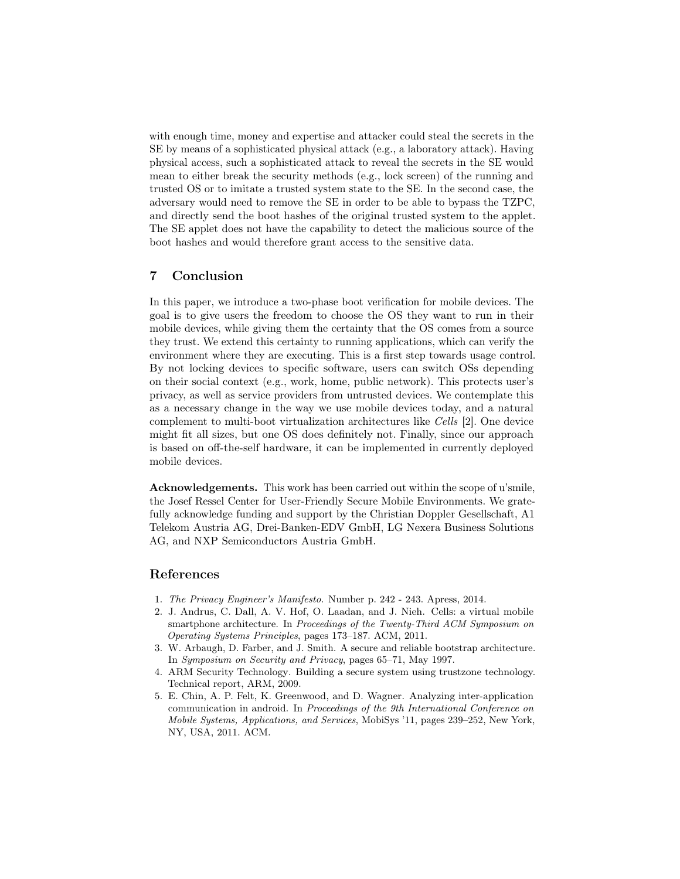with enough time, money and expertise and attacker could steal the secrets in the SE by means of a sophisticated physical attack (e.g., a laboratory attack). Having physical access, such a sophisticated attack to reveal the secrets in the SE would mean to either break the security methods (e.g., lock screen) of the running and trusted OS or to imitate a trusted system state to the SE. In the second case, the adversary would need to remove the SE in order to be able to bypass the TZPC, and directly send the boot hashes of the original trusted system to the applet. The SE applet does not have the capability to detect the malicious source of the boot hashes and would therefore grant access to the sensitive data.

## 7 Conclusion

In this paper, we introduce a two-phase boot verification for mobile devices. The goal is to give users the freedom to choose the OS they want to run in their mobile devices, while giving them the certainty that the OS comes from a source they trust. We extend this certainty to running applications, which can verify the environment where they are executing. This is a first step towards usage control. By not locking devices to specific software, users can switch OSs depending on their social context (e.g., work, home, public network). This protects user's privacy, as well as service providers from untrusted devices. We contemplate this as a necessary change in the way we use mobile devices today, and a natural complement to multi-boot virtualization architectures like *Cells* [2]. One device might fit all sizes, but one OS does definitely not. Finally, since our approach is based on off-the-self hardware, it can be implemented in currently deployed mobile devices.

**Acknowledgements.** This work has been carried out within the scope of u'smile, the Josef Ressel Center for User-Friendly Secure Mobile Environments. We gratefully acknowledge funding and support by the Christian Doppler Gesellschaft, A1 Telekom Austria AG, Drei-Banken-EDV GmbH, LG Nexera Business Solutions AG, and NXP Semiconductors Austria GmbH.

## References

1. *The Privacy Engineer's Manifesto*. Number p. 242 - 243. Apress, 2014.
2. J. Andrus, C. Dall, A. V. Hof, O. Laadan, and J. Nieh. Cells: a virtual mobile smartphone architecture. In *Proceedings of the Twenty-Third ACM Symposium on Operating Systems Principles*, pages 173–187. ACM, 2011.
3. W. Arbaugh, D. Farber, and J. Smith. A secure and reliable bootstrap architecture. In *Symposium on Security and Privacy*, pages 65–71, May 1997.
4. ARM Security Technology. Building a secure system using trustzone technology. Technical report, ARM, 2009.
5. E. Chin, A. P. Felt, K. Greenwood, and D. Wagner. Analyzing inter-application communication in android. In *Proceedings of the 9th International Conference on Mobile Systems, Applications, and Services*, MobiSys '11, pages 239–252, New York, NY, USA, 2011. ACM.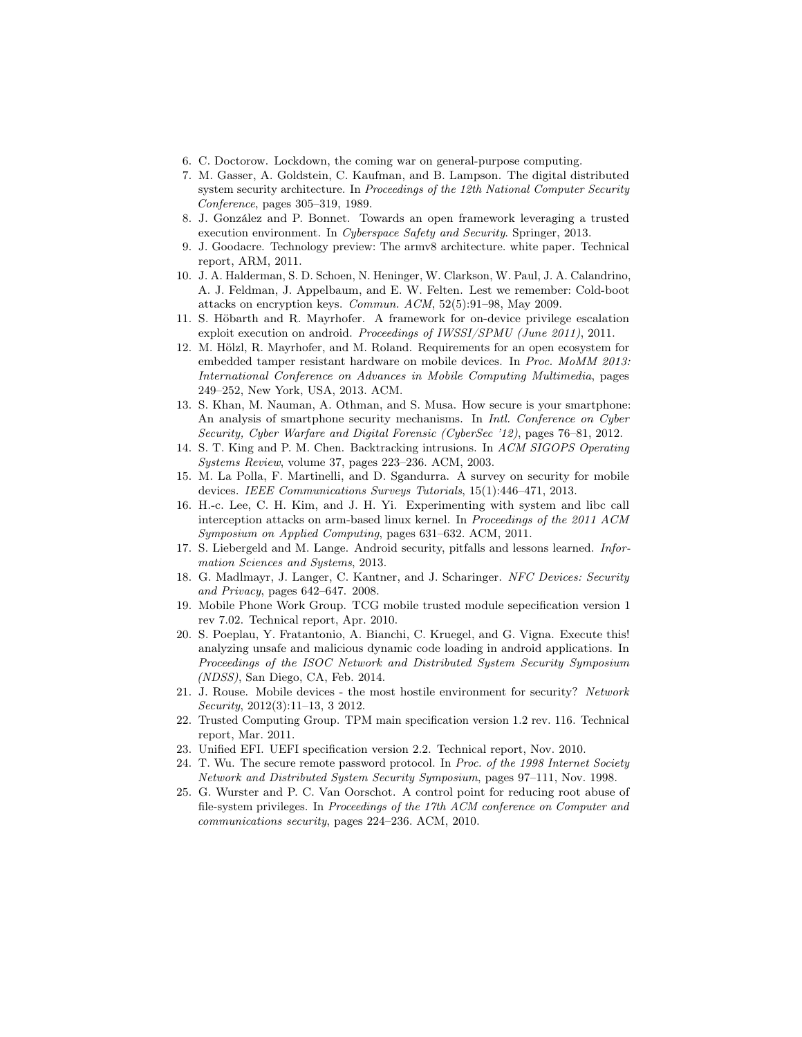6. C. Doctorow. Lockdown, the coming war on general-purpose computing.
7. M. Gasser, A. Goldstein, C. Kaufman, and B. Lampson. The digital distributed system security architecture. In *Proceedings of the 12th National Computer Security Conference*, pages 305–319, 1989.
8. J. González and P. Bonnet. Towards an open framework leveraging a trusted execution environment. In *Cyberspace Safety and Security*. Springer, 2013.
9. J. Goodacre. Technology preview: The armv8 architecture. white paper. Technical report, ARM, 2011.
10. J. A. Halderman, S. D. Schoen, N. Heninger, W. Clarkson, W. Paul, J. A. Calandrino, A. J. Feldman, J. Appelbaum, and E. W. Felten. Lest we remember: Cold-boot attacks on encryption keys. *Commun. ACM*, 52(5):91–98, May 2009.
11. S. Höbarth and R. Mayrhofer. A framework for on-device privilege escalation exploit execution on android. *Proceedings of IWSSI/SPMU (June 2011)*, 2011.
12. M. Hölzl, R. Mayrhofer, and M. Roland. Requirements for an open ecosystem for embedded tamper resistant hardware on mobile devices. In *Proc. MoMM 2013: International Conference on Advances in Mobile Computing Multimedia*, pages 249–252, New York, USA, 2013. ACM.
13. S. Khan, M. Nauman, A. Othman, and S. Musa. How secure is your smartphone: An analysis of smartphone security mechanisms. In *Intl. Conference on Cyber Security, Cyber Warfare and Digital Forensic (CyberSec '12)*, pages 76–81, 2012.
14. S. T. King and P. M. Chen. Backtracking intrusions. In *ACM SIGOPS Operating Systems Review*, volume 37, pages 223–236. ACM, 2003.
15. M. La Polla, F. Martinelli, and D. Sgandurra. A survey on security for mobile devices. *IEEE Communications Surveys Tutorials*, 15(1):446–471, 2013.
16. H.-c. Lee, C. H. Kim, and J. H. Yi. Experimenting with system and libc call interception attacks on arm-based linux kernel. In *Proceedings of the 2011 ACM Symposium on Applied Computing*, pages 631–632. ACM, 2011.
17. S. Liebergeld and M. Lange. Android security, pitfalls and lessons learned. *Information Sciences and Systems*, 2013.
18. G. Madlmayr, J. Langer, C. Kantner, and J. Scharinger. *NFC Devices: Security and Privacy*, pages 642–647. 2008.
19. Mobile Phone Work Group. TCG mobile trusted module sepecification version 1 rev 7.02. Technical report, Apr. 2010.
20. S. Poeplau, Y. Fratantonio, A. Bianchi, C. Kruegel, and G. Vigna. Execute this! analyzing unsafe and malicious dynamic code loading in android applications. In *Proceedings of the ISOC Network and Distributed System Security Symposium (NDSS)*, San Diego, CA, Feb. 2014.
21. J. Rouse. Mobile devices - the most hostile environment for security? *Network Security*, 2012(3):11–13, 3 2012.
22. Trusted Computing Group. TPM main specification version 1.2 rev. 116. Technical report, Mar. 2011.
23. Unified EFI. UEFI specification version 2.2. Technical report, Nov. 2010.
24. T. Wu. The secure remote password protocol. In *Proc. of the 1998 Internet Society Network and Distributed System Security Symposium*, pages 97–111, Nov. 1998.
25. G. Wurster and P. C. Van Oorschot. A control point for reducing root abuse of file-system privileges. In *Proceedings of the 17th ACM conference on Computer and communications security*, pages 224–236. ACM, 2010.